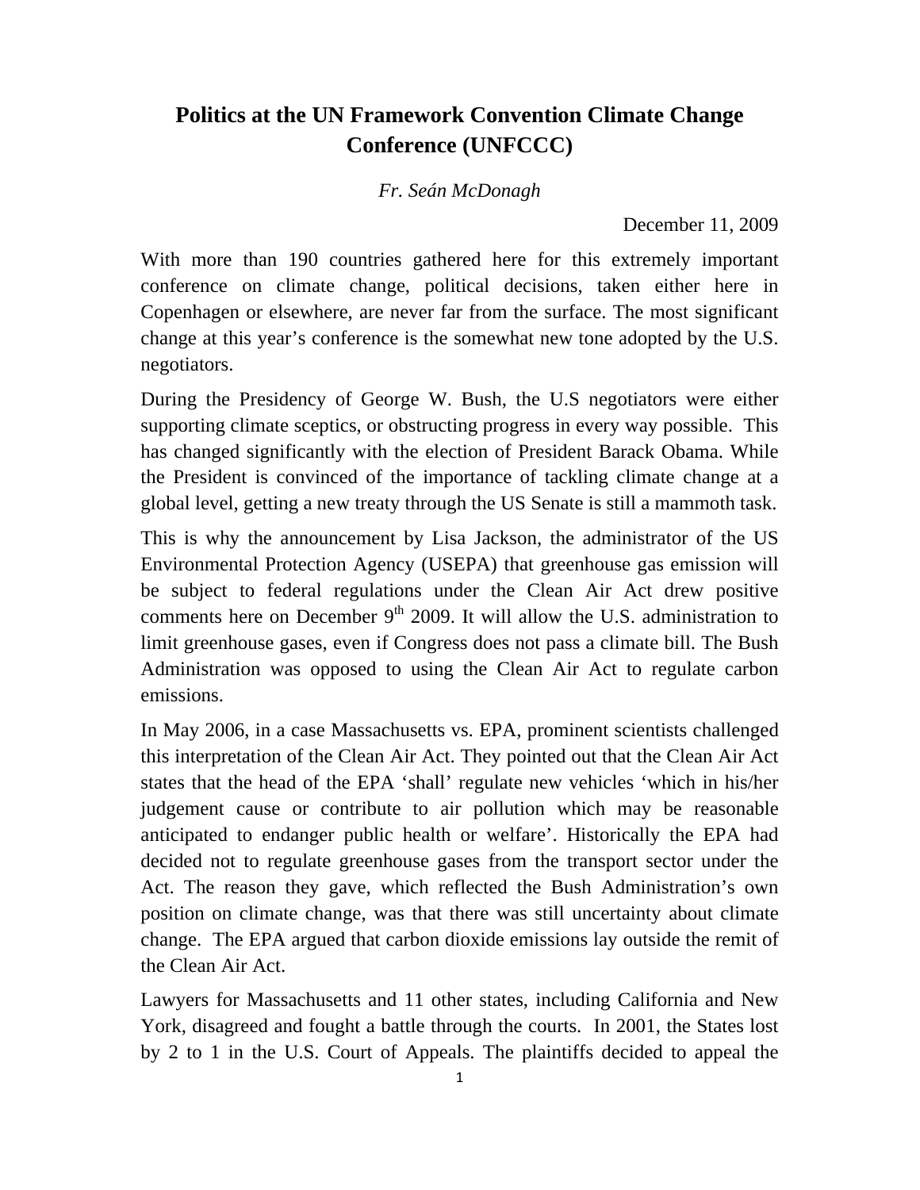# Politics at the UN Framework Convention Climate Change Conference (UNFCCC)

*Fr. Seán McDonagh*

December 11, 2009

With more than 190 countries gathered here for this extremely important conference on climate change, political decisions, taken either here in Copenhagen or elsewhere, are never far from the surface. The most significant change at this year's conference is the somewhat new tone adopted by the U.S. negotiators.

During the Presidency of George W. Bush, the U.S negotiators were either supporting climate sceptics, or obstructing progress in every way possible. This has changed significantly with the election of President Barack Obama. While the President is convinced of the importance of tackling climate change at a global level, getting a new treaty through the US Senate is still a mammoth task.

This is why the announcement by Lisa Jackson, the administrator of the US Environmental Protection Agency (USEPA) that greenhouse gas emission will be subject to federal regulations under the Clean Air Act drew positive comments here on December 9th 2009. It will allow the U.S. administration to limit greenhouse gases, even if Congress does not pass a climate bill. The Bush Administration was opposed to using the Clean Air Act to regulate carbon emissions.

In May 2006, in a case Massachusetts vs. EPA, prominent scientists challenged this interpretation of the Clean Air Act. They pointed out that the Clean Air Act states that the head of the EPA 'shall' regulate new vehicles 'which in his/her judgement cause or contribute to air pollution which may be reasonable anticipated to endanger public health or welfare'. Historically the EPA had decided not to regulate greenhouse gases from the transport sector under the Act. The reason they gave, which reflected the Bush Administration's own position on climate change, was that there was still uncertainty about climate change. The EPA argued that carbon dioxide emissions lay outside the remit of the Clean Air Act.

Lawyers for Massachusetts and 11 other states, including California and New York, disagreed and fought a battle through the courts. In 2001, the States lost by 2 to 1 in the U.S. Court of Appeals. The plaintiffs decided to appeal the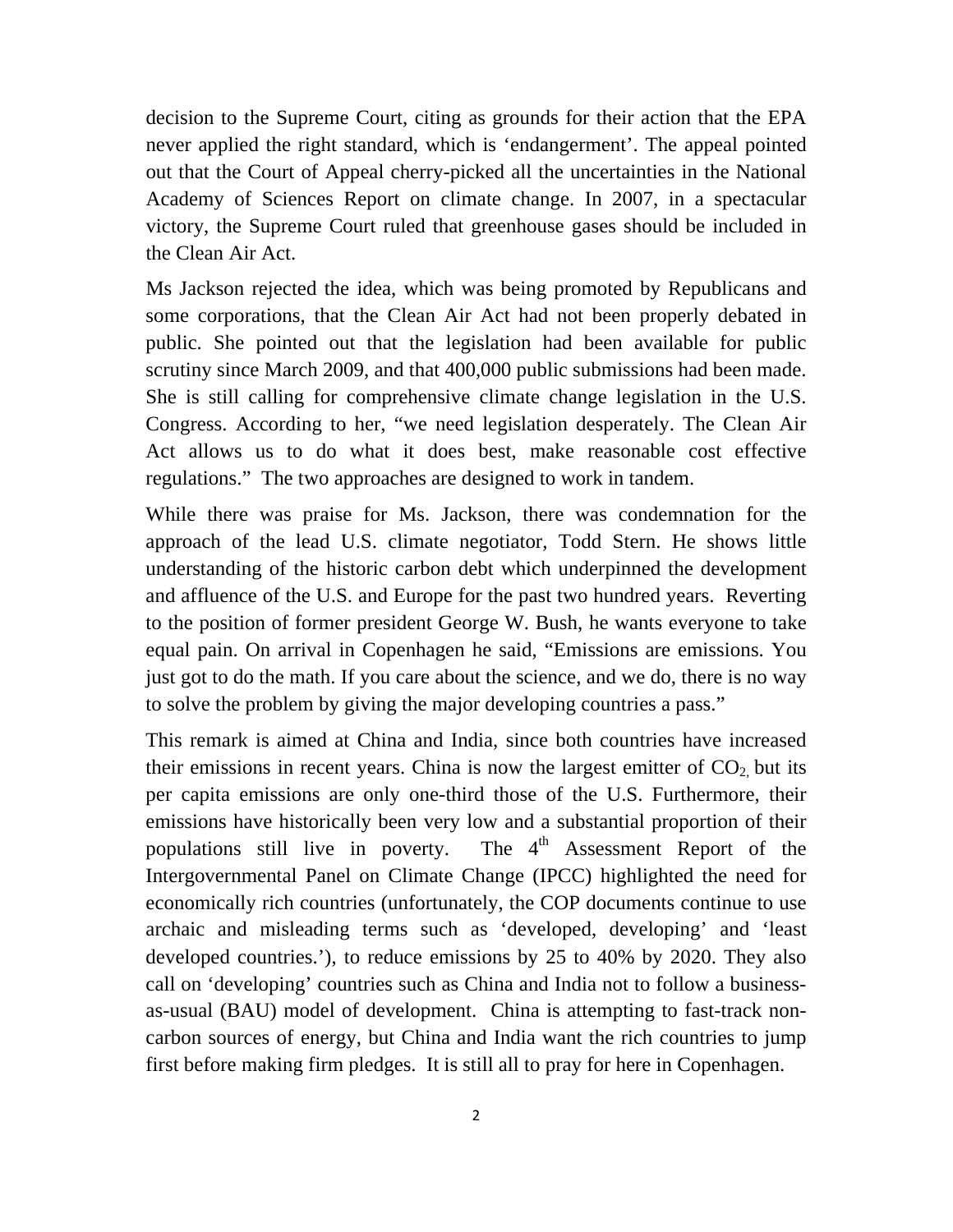decision to the Supreme Court, citing as grounds for their action that the EPA never applied the right standard, which is 'endangerment'. The appeal pointed out that the Court of Appeal cherry-picked all the uncertainties in the National Academy of Sciences Report on climate change. In 2007, in a spectacular victory, the Supreme Court ruled that greenhouse gases should be included in the Clean Air Act.

Ms Jackson rejected the idea, which was being promoted by Republicans and some corporations, that the Clean Air Act had not been properly debated in public. She pointed out that the legislation had been available for public scrutiny since March 2009, and that 400,000 public submissions had been made. She is still calling for comprehensive climate change legislation in the U.S. Congress. According to her, "we need legislation desperately. The Clean Air Act allows us to do what it does best, make reasonable cost effective regulations." The two approaches are designed to work in tandem.

While there was praise for Ms. Jackson, there was condemnation for the approach of the lead U.S. climate negotiator, Todd Stern. He shows little understanding of the historic carbon debt which underpinned the development and affluence of the U.S. and Europe for the past two hundred years. Reverting to the position of former president George W. Bush, he wants everyone to take equal pain. On arrival in Copenhagen he said, "Emissions are emissions. You just got to do the math. If you care about the science, and we do, there is no way to solve the problem by giving the major developing countries a pass."

This remark is aimed at China and India, since both countries have increased their emissions in recent years. China is now the largest emitter of $CO_2$, but its per capita emissions are only one-third those of the U.S. Furthermore, their emissions have historically been very low and a substantial proportion of their populations still live in poverty. The 4th Assessment Report of the Intergovernmental Panel on Climate Change (IPCC) highlighted the need for economically rich countries (unfortunately, the COP documents continue to use archaic and misleading terms such as 'developed, developing' and 'least developed countries.'), to reduce emissions by 25 to 40% by 2020. They also call on 'developing' countries such as China and India not to follow a business-as-usual (BAU) model of development. China is attempting to fast-track non-carbon sources of energy, but China and India want the rich countries to jump first before making firm pledges. It is still all to pray for here in Copenhagen.